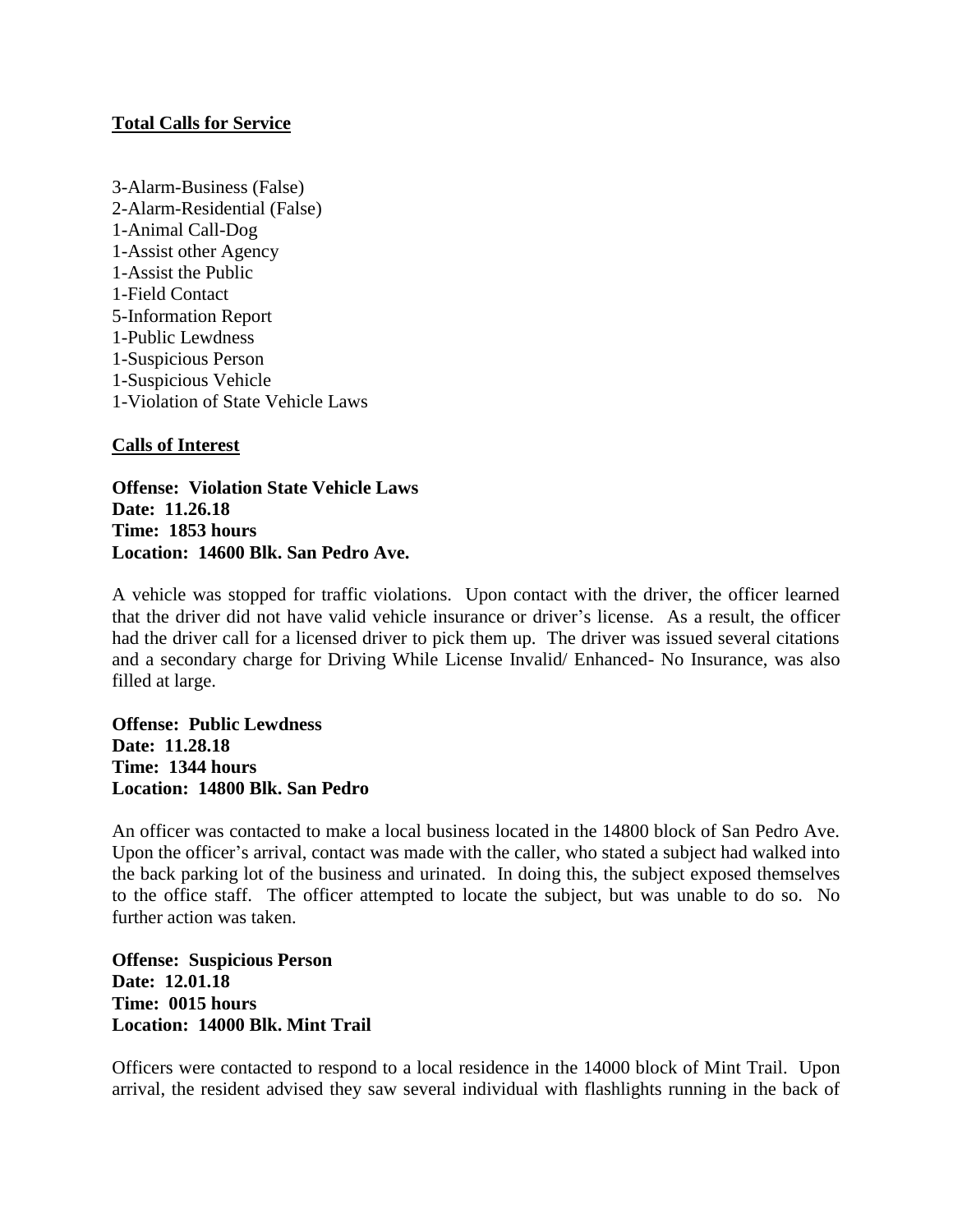**Total Calls for Service**

3-Alarm-Business (False)
2-Alarm-Residential (False)
1-Animal Call-Dog
1-Assist other Agency
1-Assist the Public
1-Field Contact
5-Information Report
1-Public Lewdness
1-Suspicious Person
1-Suspicious Vehicle
1-Violation of State Vehicle Laws

**Calls of Interest**

**Offense: Violation State Vehicle Laws**
**Date: 11.26.18**
**Time: 1853 hours**
**Location: 14600 Blk. San Pedro Ave.**

A vehicle was stopped for traffic violations. Upon contact with the driver, the officer learned that the driver did not have valid vehicle insurance or driver's license. As a result, the officer had the driver call for a licensed driver to pick them up. The driver was issued several citations and a secondary charge for Driving While License Invalid/ Enhanced- No Insurance, was also filled at large.

**Offense: Public Lewdness**
**Date: 11.28.18**
**Time: 1344 hours**
**Location: 14800 Blk. San Pedro**

An officer was contacted to make a local business located in the 14800 block of San Pedro Ave. Upon the officer's arrival, contact was made with the caller, who stated a subject had walked into the back parking lot of the business and urinated. In doing this, the subject exposed themselves to the office staff. The officer attempted to locate the subject, but was unable to do so. No further action was taken.

**Offense: Suspicious Person**
**Date: 12.01.18**
**Time: 0015 hours**
**Location: 14000 Blk. Mint Trail**

Officers were contacted to respond to a local residence in the 14000 block of Mint Trail. Upon arrival, the resident advised they saw several individual with flashlights running in the back of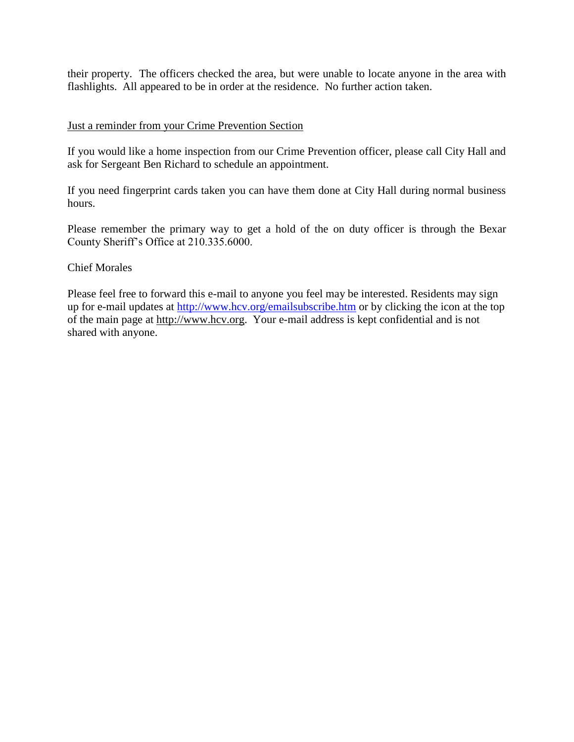their property. The officers checked the area, but were unable to locate anyone in the area with flashlights. All appeared to be in order at the residence. No further action taken.

Just a reminder from your Crime Prevention Section

If you would like a home inspection from our Crime Prevention officer, please call City Hall and ask for Sergeant Ben Richard to schedule an appointment.

If you need fingerprint cards taken you can have them done at City Hall during normal business hours.

Please remember the primary way to get a hold of the on duty officer is through the Bexar County Sheriff's Office at 210.335.6000.

Chief Morales

Please feel free to forward this e-mail to anyone you feel may be interested. Residents may sign up for e-mail updates at http://www.hcv.org/emailsubscribe.htm or by clicking the icon at the top of the main page at http://www.hcv.org. Your e-mail address is kept confidential and is not shared with anyone.